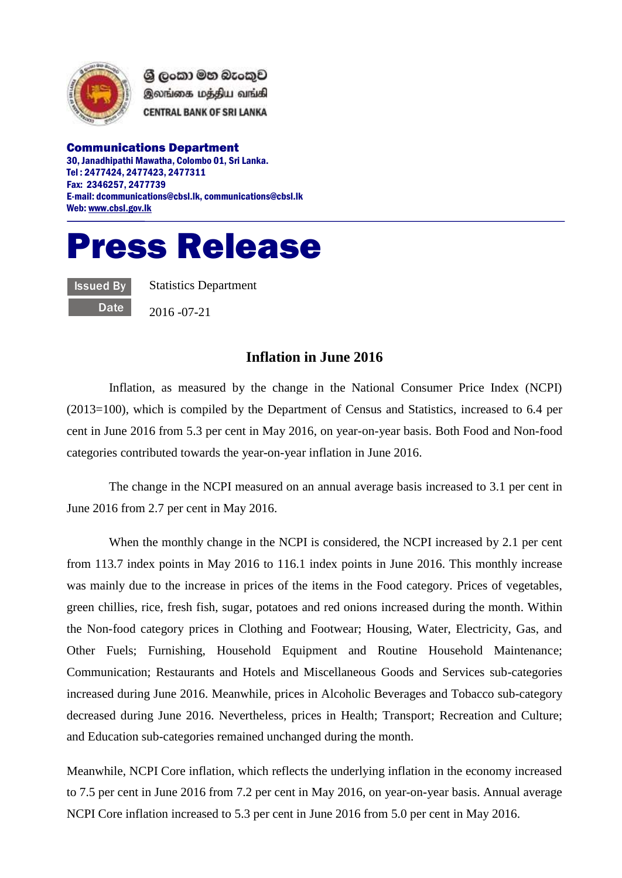ශ්‍රී ලංකා මහ බැංකුව
இலங்கை மத்திய வங்கி
CENTRAL BANK OF SRI LANKA

**Communications Department**
**30, Janadhipathi Mawatha, Colombo 01, Sri Lanka.**
**Tel : 2477424, 2477423, 2477311**
**Fax: 2346257, 2477739**
**E-mail: dcommunications@cbsl.lk, communications@cbsl.lk**
**Web: www.cbsl.gov.lk**

# Press Release

| Issued By | Statistics Department |
|---|---|
| Date | 2016 -07-21 |

## Inflation in June 2016

Inflation, as measured by the change in the National Consumer Price Index (NCPI) (2013=100), which is compiled by the Department of Census and Statistics, increased to 6.4 per cent in June 2016 from 5.3 per cent in May 2016, on year-on-year basis. Both Food and Non-food categories contributed towards the year-on-year inflation in June 2016.

The change in the NCPI measured on an annual average basis increased to 3.1 per cent in June 2016 from 2.7 per cent in May 2016.

When the monthly change in the NCPI is considered, the NCPI increased by 2.1 per cent from 113.7 index points in May 2016 to 116.1 index points in June 2016. This monthly increase was mainly due to the increase in prices of the items in the Food category. Prices of vegetables, green chillies, rice, fresh fish, sugar, potatoes and red onions increased during the month. Within the Non-food category prices in Clothing and Footwear; Housing, Water, Electricity, Gas, and Other Fuels; Furnishing, Household Equipment and Routine Household Maintenance; Communication; Restaurants and Hotels and Miscellaneous Goods and Services sub-categories increased during June 2016. Meanwhile, prices in Alcoholic Beverages and Tobacco sub-category decreased during June 2016. Nevertheless, prices in Health; Transport; Recreation and Culture; and Education sub-categories remained unchanged during the month.

Meanwhile, NCPI Core inflation, which reflects the underlying inflation in the economy increased to 7.5 per cent in June 2016 from 7.2 per cent in May 2016, on year-on-year basis. Annual average NCPI Core inflation increased to 5.3 per cent in June 2016 from 5.0 per cent in May 2016.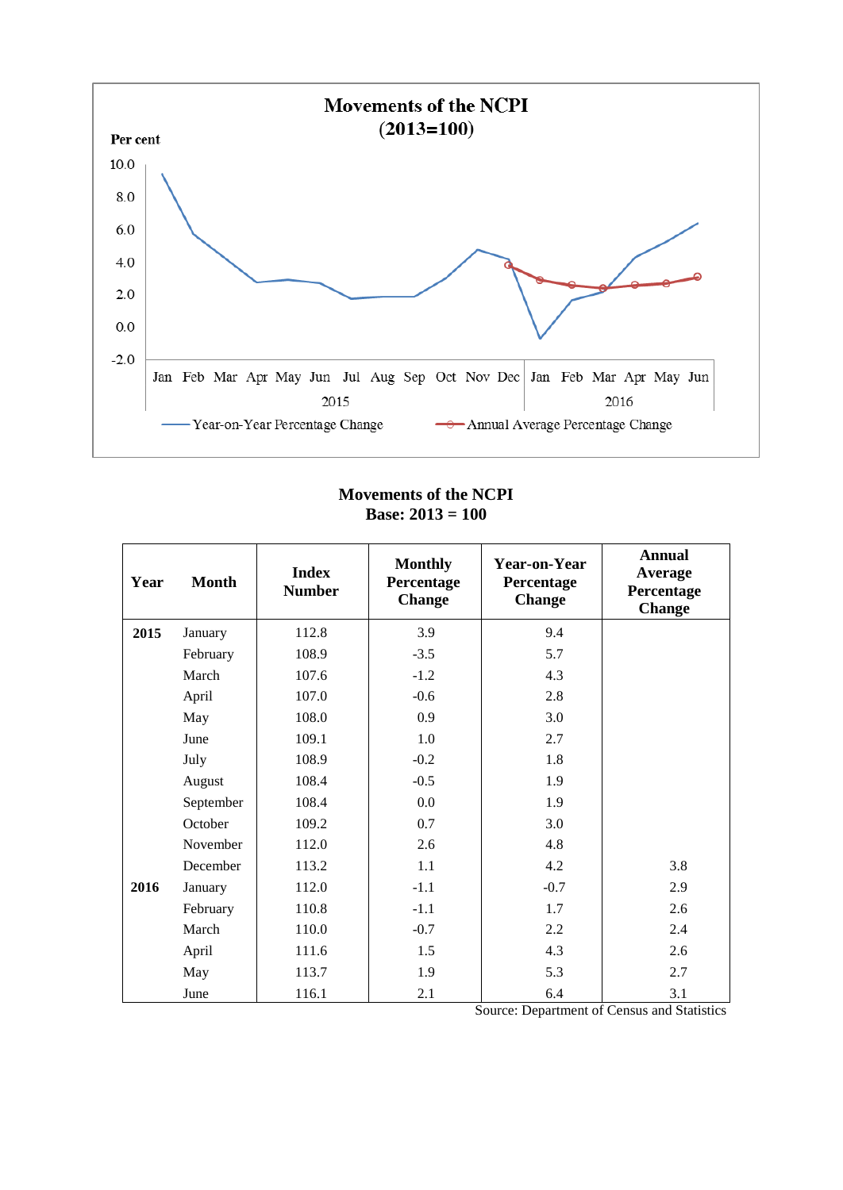Movements of the NCPI
(2013=100)

Per cent

10.0
8.0
6.0
4.0
2.0
0.0
-2.0

Jan Feb Mar Apr May Jun Jul Aug Sep Oct Nov Dec Jan Feb Mar Apr May Jun

2015 2016

Year-on-Year Percentage Change
Annual Average Percentage Change

## Movements of the NCPI
## Base: 2013 = 100

| Year | Month | Index Number | Monthly Percentage Change | Year-on-Year Percentage Change | Annual Average Percentage Change |
|---|---|---|---|---|---|
| 2015 | January | 112.8 | 3.9 | 9.4 | |
| | February | 108.9 | -3.5 | 5.7 | |
| | March | 107.6 | -1.2 | 4.3 | |
| | April | 107.0 | -0.6 | 2.8 | |
| | May | 108.0 | 0.9 | 3.0 | |
| | June | 109.1 | 1.0 | 2.7 | |
| | July | 108.9 | -0.2 | 1.8 | |
| | August | 108.4 | -0.5 | 1.9 | |
| | September | 108.4 | 0.0 | 1.9 | |
| | October | 109.2 | 0.7 | 3.0 | |
| | November | 112.0 | 2.6 | 4.8 | |
| | December | 113.2 | 1.1 | 4.2 | 3.8 |
| 2016 | January | 112.0 | -1.1 | -0.7 | 2.9 |
| | February | 110.8 | -1.1 | 1.7 | 2.6 |
| | March | 110.0 | -0.7 | 2.2 | 2.4 |
| | April | 111.6 | 1.5 | 4.3 | 2.6 |
| | May | 113.7 | 1.9 | 5.3 | 2.7 |
| | June | 116.1 | 2.1 | 6.4 | 3.1 |

Source: Department of Census and Statistics